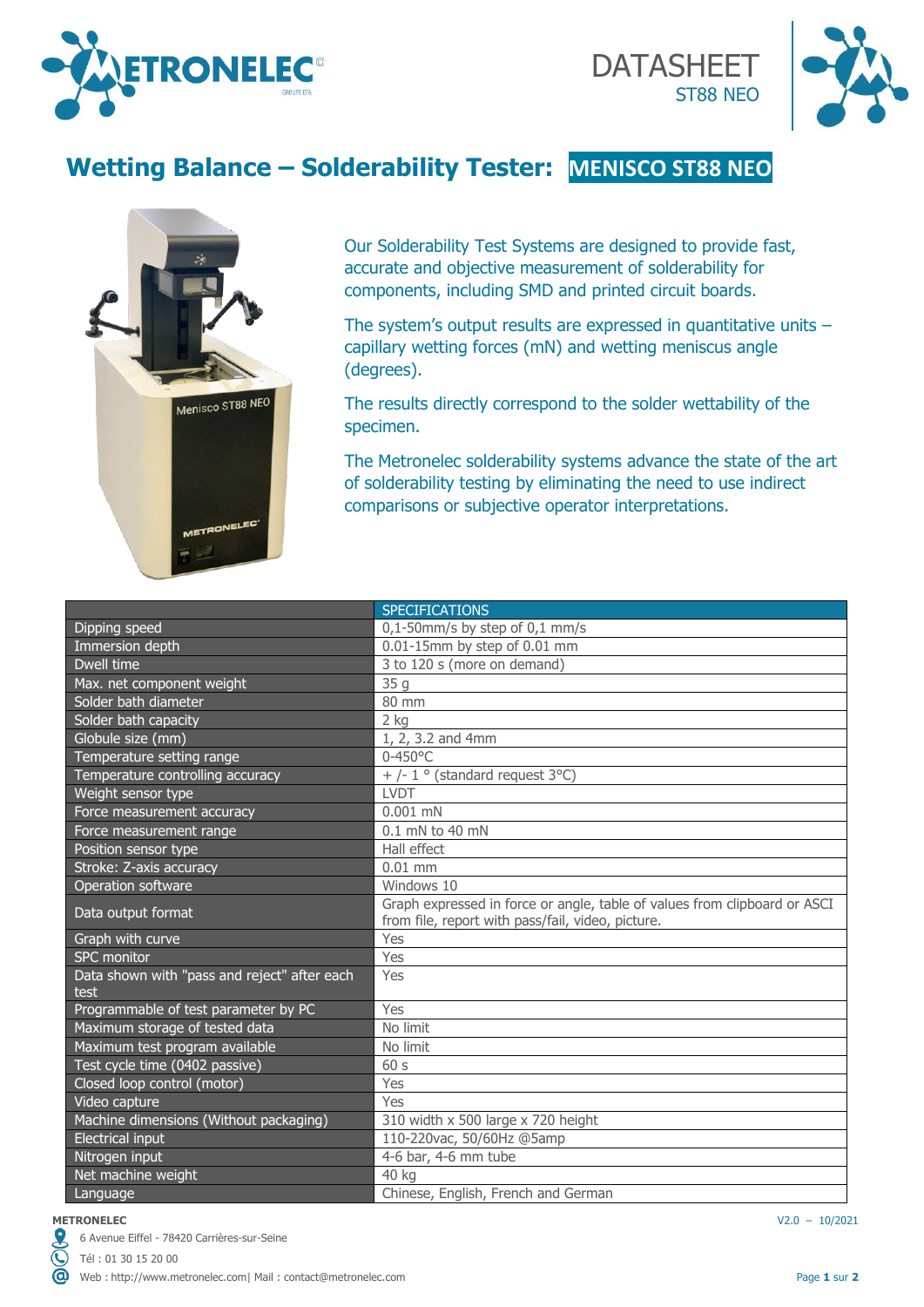METRONELEC

DATASHEET
ST88 NEO

# Wetting Balance – Solderability Tester: MENISCO ST88 NEO

Our Solderability Test Systems are designed to provide fast, accurate and objective measurement of solderability for components, including SMD and printed circuit boards.

The system's output results are expressed in quantitative units – capillary wetting forces (mN) and wetting meniscus angle (degrees).

The results directly correspond to the solder wettability of the specimen.

The Metronelec solderability systems advance the state of the art of solderability testing by eliminating the need to use indirect comparisons or subjective operator interpretations.

| | SPECIFICATIONS |
|---|---|
| Dipping speed | 0,1-50mm/s by step of 0,1 mm/s |
| Immersion depth | 0.01-15mm by step of 0.01 mm |
| Dwell time | 3 to 120 s (more on demand) |
| Max. net component weight | 35 g |
| Solder bath diameter | 80 mm |
| Solder bath capacity | 2 kg |
| Globule size (mm) | 1, 2, 3.2 and 4mm |
| Temperature setting range | 0-450°C |
| Temperature controlling accuracy | + /- 1 ° (standard request 3°C) |
| Weight sensor type | LVDT |
| Force measurement accuracy | 0.001 mN |
| Force measurement range | 0.1 mN to 40 mN |
| Position sensor type | Hall effect |
| Stroke: Z-axis accuracy | 0.01 mm |
| Operation software | Windows 10 |
| Data output format | Graph expressed in force or angle, table of values from clipboard or ASCI from file, report with pass/fail, video, picture. |
| Graph with curve | Yes |
| SPC monitor | Yes |
| Data shown with "pass and reject" after each test | Yes |
| Programmable of test parameter by PC | Yes |
| Maximum storage of tested data | No limit |
| Maximum test program available | No limit |
| Test cycle time (0402 passive) | 60 s |
| Closed loop control (motor) | Yes |
| Video capture | Yes |
| Machine dimensions (Without packaging) | 310 width x 500 large x 720 height |
| Electrical input | 110-220vac, 50/60Hz @5amp |
| Nitrogen input | 4-6 bar, 4-6 mm tube |
| Net machine weight | 40 kg |
| Language | Chinese, English, French and German |

**METRONELEC**
6 Avenue Eiffel - 78420 Carrières-sur-Seine
Tél : 01 30 15 20 00
Web : http://www.metronelec.com| Mail : contact@metronelec.com

V2.0 – 10/2021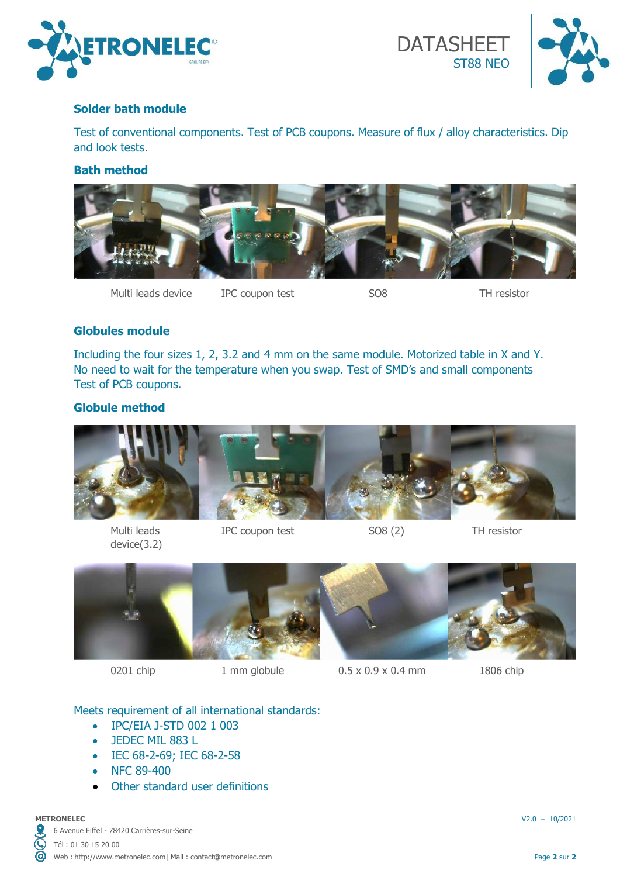## Solder bath module

Test of conventional components. Test of PCB coupons. Measure of flux / alloy characteristics. Dip and look tests.

### Bath method

Multi leads device IPC coupon test SO8 TH resistor

## Globules module

Including the four sizes 1, 2, 3.2 and 4 mm on the same module. Motorized table in X and Y. No need to wait for the temperature when you swap. Test of SMD's and small components Test of PCB coupons.

### Globule method

Multi leads device(3.2) IPC coupon test SO8 (2) TH resistor

0201 chip 1 mm globule 0.5 x 0.9 x 0.4 mm 1806 chip

Meets requirement of all international standards:

- IPC/EIA J-STD 002 1 003
- JEDEC MIL 883 L
- IEC 68-2-69; IEC 68-2-58
- NFC 89-400
- Other standard user definitions

**METRONELEC**
6 Avenue Eiffel - 78420 Carrières-sur-Seine
Tél : 01 30 15 20 00
Web : http://www.metronelec.com| Mail : contact@metronelec.com

V2.0 – 10/2021